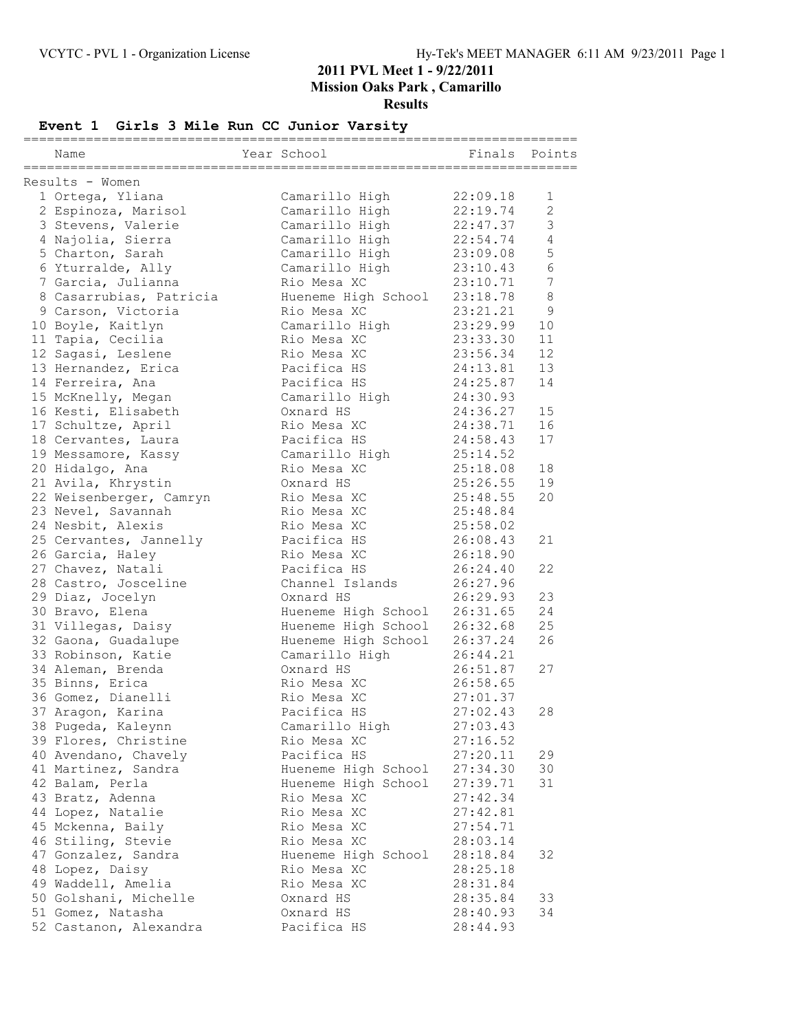# 2011 PVL Meet 1 - 9/22/2011

**Mission Oaks Park , Camarillo**

**Results**

## Event 1 Girls 3 Mile Run CC Junior Varsity

| | Name | Year School | Finals | Points |
|---|---|---|---|---|
| **Results - Women** | | | | |
| 1 | Ortega, Yliana | Camarillo High | 22:09.18 | 1 |
| 2 | Espinoza, Marisol | Camarillo High | 22:19.74 | 2 |
| 3 | Stevens, Valerie | Camarillo High | 22:47.37 | 3 |
| 4 | Najolia, Sierra | Camarillo High | 22:54.74 | 4 |
| 5 | Charton, Sarah | Camarillo High | 23:09.08 | 5 |
| 6 | Yturralde, Ally | Camarillo High | 23:10.43 | 6 |
| 7 | Garcia, Julianna | Rio Mesa XC | 23:10.71 | 7 |
| 8 | Casarrubias, Patricia | Hueneme High School | 23:18.78 | 8 |
| 9 | Carson, Victoria | Rio Mesa XC | 23:21.21 | 9 |
| 10 | Boyle, Kaitlyn | Camarillo High | 23:29.99 | 10 |
| 11 | Tapia, Cecilia | Rio Mesa XC | 23:33.30 | 11 |
| 12 | Sagasi, Leslene | Rio Mesa XC | 23:56.34 | 12 |
| 13 | Hernandez, Erica | Pacifica HS | 24:13.81 | 13 |
| 14 | Ferreira, Ana | Pacifica HS | 24:25.87 | 14 |
| 15 | McKnelly, Megan | Camarillo High | 24:30.93 | |
| 16 | Kesti, Elisabeth | Oxnard HS | 24:36.27 | 15 |
| 17 | Schultze, April | Rio Mesa XC | 24:38.71 | 16 |
| 18 | Cervantes, Laura | Pacifica HS | 24:58.43 | 17 |
| 19 | Messamore, Kassy | Camarillo High | 25:14.52 | |
| 20 | Hidalgo, Ana | Rio Mesa XC | 25:18.08 | 18 |
| 21 | Avila, Khrystin | Oxnard HS | 25:26.55 | 19 |
| 22 | Weisenberger, Camryn | Rio Mesa XC | 25:48.55 | 20 |
| 23 | Nevel, Savannah | Rio Mesa XC | 25:48.84 | |
| 24 | Nesbit, Alexis | Rio Mesa XC | 25:58.02 | |
| 25 | Cervantes, Jannelly | Pacifica HS | 26:08.43 | 21 |
| 26 | Garcia, Haley | Rio Mesa XC | 26:18.90 | |
| 27 | Chavez, Natali | Pacifica HS | 26:24.40 | 22 |
| 28 | Castro, Josceline | Channel Islands | 26:27.96 | |
| 29 | Diaz, Jocelyn | Oxnard HS | 26:29.93 | 23 |
| 30 | Bravo, Elena | Hueneme High School | 26:31.65 | 24 |
| 31 | Villegas, Daisy | Hueneme High School | 26:32.68 | 25 |
| 32 | Gaona, Guadalupe | Hueneme High School | 26:37.24 | 26 |
| 33 | Robinson, Katie | Camarillo High | 26:44.21 | |
| 34 | Aleman, Brenda | Oxnard HS | 26:51.87 | 27 |
| 35 | Binns, Erica | Rio Mesa XC | 26:58.65 | |
| 36 | Gomez, Dianelli | Rio Mesa XC | 27:01.37 | |
| 37 | Aragon, Karina | Pacifica HS | 27:02.43 | 28 |
| 38 | Pugeda, Kaleynn | Camarillo High | 27:03.43 | |
| 39 | Flores, Christine | Rio Mesa XC | 27:16.52 | |
| 40 | Avendano, Chavely | Pacifica HS | 27:20.11 | 29 |
| 41 | Martinez, Sandra | Hueneme High School | 27:34.30 | 30 |
| 42 | Balam, Perla | Hueneme High School | 27:39.71 | 31 |
| 43 | Bratz, Adenna | Rio Mesa XC | 27:42.34 | |
| 44 | Lopez, Natalie | Rio Mesa XC | 27:42.81 | |
| 45 | Mckenna, Baily | Rio Mesa XC | 27:54.71 | |
| 46 | Stiling, Stevie | Rio Mesa XC | 28:03.14 | |
| 47 | Gonzalez, Sandra | Hueneme High School | 28:18.84 | 32 |
| 48 | Lopez, Daisy | Rio Mesa XC | 28:25.18 | |
| 49 | Waddell, Amelia | Rio Mesa XC | 28:31.84 | |
| 50 | Golshani, Michelle | Oxnard HS | 28:35.84 | 33 |
| 51 | Gomez, Natasha | Oxnard HS | 28:40.93 | 34 |
| 52 | Castanon, Alexandra | Pacifica HS | 28:44.93 | |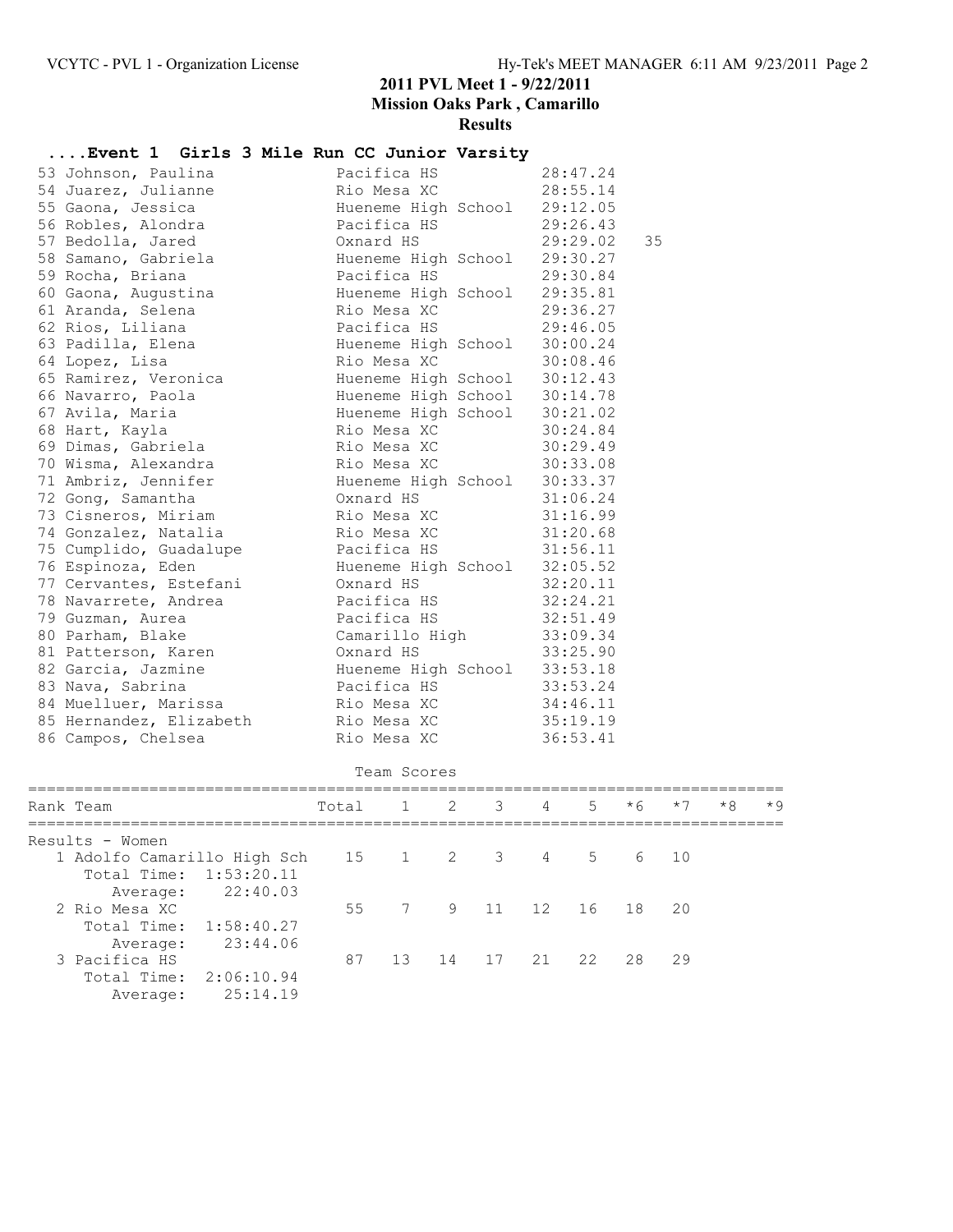# 2011 PVL Meet 1 - 9/22/2011

## Mission Oaks Park , Camarillo

## Results

### ....Event 1 Girls 3 Mile Run CC Junior Varsity

| Place | Name | School | Time | Points |
|---|---|---|---|---|
| 53 | Johnson, Paulina | Pacifica HS | 28:47.24 | |
| 54 | Juarez, Julianne | Rio Mesa XC | 28:55.14 | |
| 55 | Gaona, Jessica | Hueneme High School | 29:12.05 | |
| 56 | Robles, Alondra | Pacifica HS | 29:26.43 | |
| 57 | Bedolla, Jared | Oxnard HS | 29:29.02 | 35 |
| 58 | Samano, Gabriela | Hueneme High School | 29:30.27 | |
| 59 | Rocha, Briana | Pacifica HS | 29:30.84 | |
| 60 | Gaona, Augustina | Hueneme High School | 29:35.81 | |
| 61 | Aranda, Selena | Rio Mesa XC | 29:36.27 | |
| 62 | Rios, Liliana | Pacifica HS | 29:46.05 | |
| 63 | Padilla, Elena | Hueneme High School | 30:00.24 | |
| 64 | Lopez, Lisa | Rio Mesa XC | 30:08.46 | |
| 65 | Ramirez, Veronica | Hueneme High School | 30:12.43 | |
| 66 | Navarro, Paola | Hueneme High School | 30:14.78 | |
| 67 | Avila, Maria | Hueneme High School | 30:21.02 | |
| 68 | Hart, Kayla | Rio Mesa XC | 30:24.84 | |
| 69 | Dimas, Gabriela | Rio Mesa XC | 30:29.49 | |
| 70 | Wisma, Alexandra | Rio Mesa XC | 30:33.08 | |
| 71 | Ambriz, Jennifer | Hueneme High School | 30:33.37 | |
| 72 | Gong, Samantha | Oxnard HS | 31:06.24 | |
| 73 | Cisneros, Miriam | Rio Mesa XC | 31:16.99 | |
| 74 | Gonzalez, Natalia | Rio Mesa XC | 31:20.68 | |
| 75 | Cumplido, Guadalupe | Pacifica HS | 31:56.11 | |
| 76 | Espinoza, Eden | Hueneme High School | 32:05.52 | |
| 77 | Cervantes, Estefani | Oxnard HS | 32:20.11 | |
| 78 | Navarrete, Andrea | Pacifica HS | 32:24.21 | |
| 79 | Guzman, Aurea | Pacifica HS | 32:51.49 | |
| 80 | Parham, Blake | Camarillo High | 33:09.34 | |
| 81 | Patterson, Karen | Oxnard HS | 33:25.90 | |
| 82 | Garcia, Jazmine | Hueneme High School | 33:53.18 | |
| 83 | Nava, Sabrina | Pacifica HS | 33:53.24 | |
| 84 | Muelluer, Marissa | Rio Mesa XC | 34:46.11 | |
| 85 | Hernandez, Elizabeth | Rio Mesa XC | 35:19.19 | |
| 86 | Campos, Chelsea | Rio Mesa XC | 36:53.41 | |

### Team Scores

| Rank Team | Total | 1 | 2 | 3 | 4 | 5 | *6 | *7 | *8 | *9 |
|---|---|---|---|---|---|---|---|---|---|---|
| **Results - Women** | | | | | | | | | | |
| 1 Adolfo Camarillo High Sch | 15 | 1 | 2 | 3 | 4 | 5 | 6 | 10 | | |
| Total Time: 1:53:20.11 | | | | | | | | | | |
| Average: 22:40.03 | | | | | | | | | | |
| 2 Rio Mesa XC | 55 | 7 | 9 | 11 | 12 | 16 | 18 | 20 | | |
| Total Time: 1:58:40.27 | | | | | | | | | | |
| Average: 23:44.06 | | | | | | | | | | |
| 3 Pacifica HS | 87 | 13 | 14 | 17 | 21 | 22 | 28 | 29 | | |
| Total Time: 2:06:10.94 | | | | | | | | | | |
| Average: 25:14.19 | | | | | | | | | | |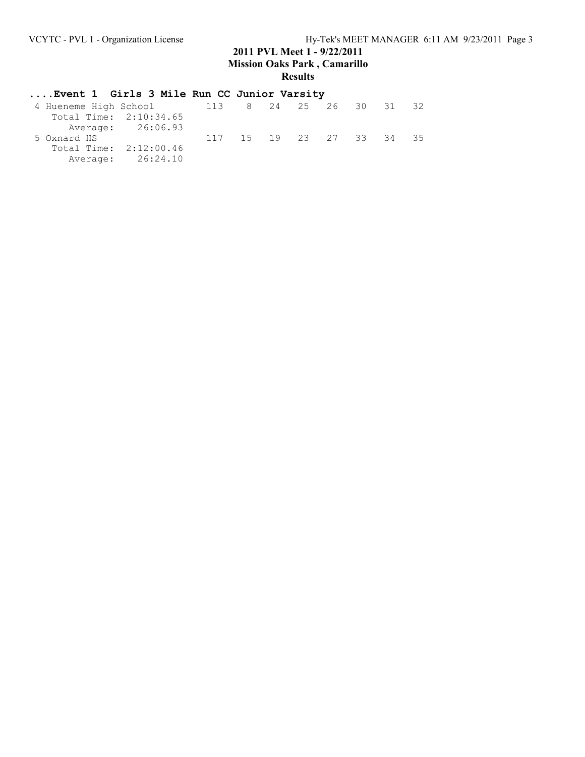# 2011 PVL Meet 1 - 9/22/2011

## Mission Oaks Park , Camarillo

### Results

**....Event 1 Girls 3 Mile Run CC Junior Varsity**

```
 4 Hueneme High School         113    8   24   25   26   30   31   32
    Total Time:  2:10:34.65
       Average:    26:06.93
 5 Oxnard HS                   117   15   19   23   27   33   34   35
    Total Time:  2:12:00.46
       Average:    26:24.10
```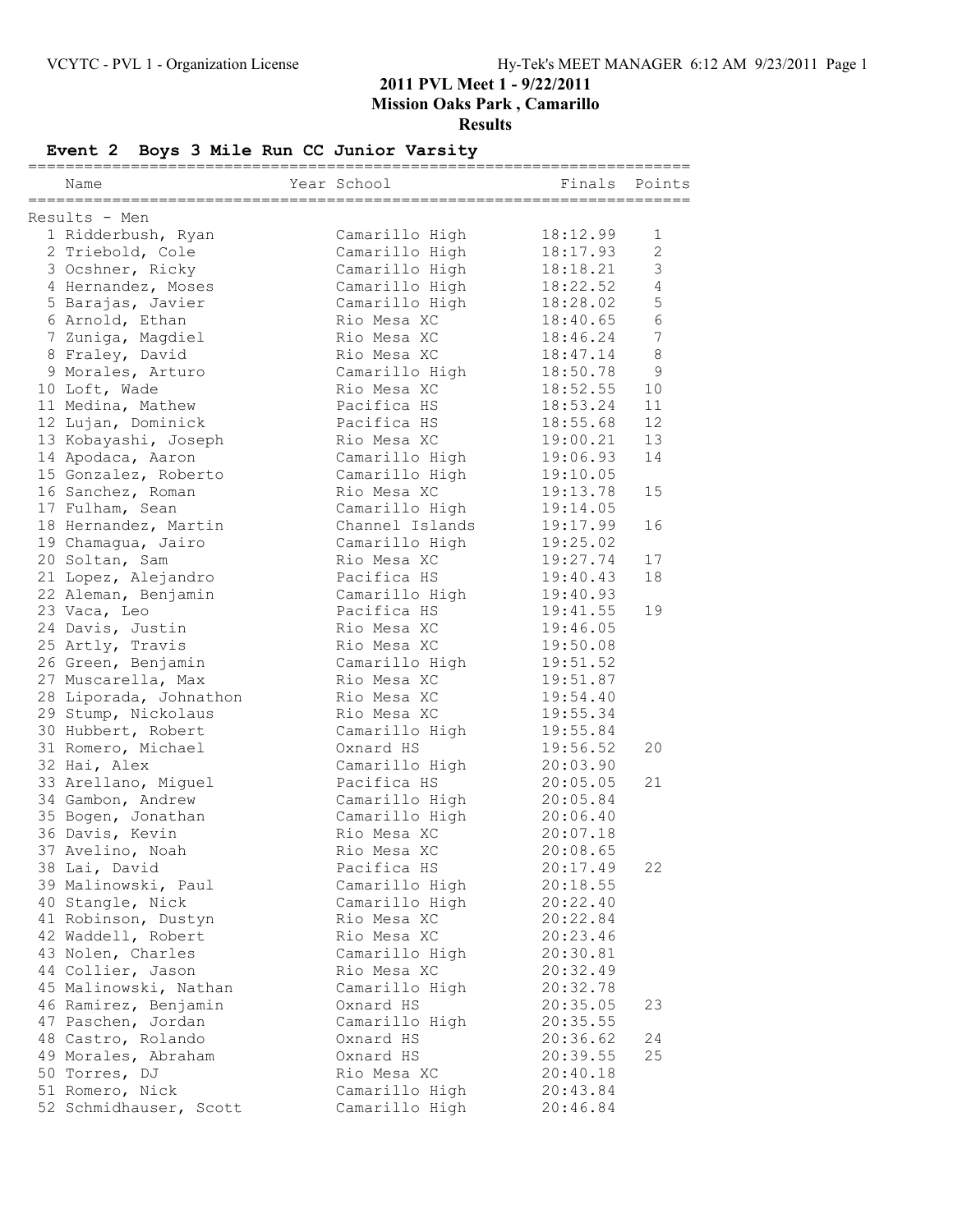**2011 PVL Meet 1 - 9/22/2011**
**Mission Oaks Park , Camarillo**
**Results**

## Event 2 Boys 3 Mile Run CC Junior Varsity

| | Name | Year | School | Finals | Points |
|---|---|---|---|---|---|
| **Results - Men** | | | | | |
| 1 | Ridderbush, Ryan | | Camarillo High | 18:12.99 | 1 |
| 2 | Triebold, Cole | | Camarillo High | 18:17.93 | 2 |
| 3 | Ocshner, Ricky | | Camarillo High | 18:18.21 | 3 |
| 4 | Hernandez, Moses | | Camarillo High | 18:22.52 | 4 |
| 5 | Barajas, Javier | | Camarillo High | 18:28.02 | 5 |
| 6 | Arnold, Ethan | | Rio Mesa XC | 18:40.65 | 6 |
| 7 | Zuniga, Magdiel | | Rio Mesa XC | 18:46.24 | 7 |
| 8 | Fraley, David | | Rio Mesa XC | 18:47.14 | 8 |
| 9 | Morales, Arturo | | Camarillo High | 18:50.78 | 9 |
| 10 | Loft, Wade | | Rio Mesa XC | 18:52.55 | 10 |
| 11 | Medina, Mathew | | Pacifica HS | 18:53.24 | 11 |
| 12 | Lujan, Dominick | | Pacifica HS | 18:55.68 | 12 |
| 13 | Kobayashi, Joseph | | Rio Mesa XC | 19:00.21 | 13 |
| 14 | Apodaca, Aaron | | Camarillo High | 19:06.93 | 14 |
| 15 | Gonzalez, Roberto | | Camarillo High | 19:10.05 | |
| 16 | Sanchez, Roman | | Rio Mesa XC | 19:13.78 | 15 |
| 17 | Fulham, Sean | | Camarillo High | 19:14.05 | |
| 18 | Hernandez, Martin | | Channel Islands | 19:17.99 | 16 |
| 19 | Chamagua, Jairo | | Camarillo High | 19:25.02 | |
| 20 | Soltan, Sam | | Rio Mesa XC | 19:27.74 | 17 |
| 21 | Lopez, Alejandro | | Pacifica HS | 19:40.43 | 18 |
| 22 | Aleman, Benjamin | | Camarillo High | 19:40.93 | |
| 23 | Vaca, Leo | | Pacifica HS | 19:41.55 | 19 |
| 24 | Davis, Justin | | Rio Mesa XC | 19:46.05 | |
| 25 | Artly, Travis | | Rio Mesa XC | 19:50.08 | |
| 26 | Green, Benjamin | | Camarillo High | 19:51.52 | |
| 27 | Muscarella, Max | | Rio Mesa XC | 19:51.87 | |
| 28 | Liporada, Johnathon | | Rio Mesa XC | 19:54.40 | |
| 29 | Stump, Nickolaus | | Rio Mesa XC | 19:55.34 | |
| 30 | Hubbert, Robert | | Camarillo High | 19:55.84 | |
| 31 | Romero, Michael | | Oxnard HS | 19:56.52 | 20 |
| 32 | Hai, Alex | | Camarillo High | 20:03.90 | |
| 33 | Arellano, Miguel | | Pacifica HS | 20:05.05 | 21 |
| 34 | Gambon, Andrew | | Camarillo High | 20:05.84 | |
| 35 | Bogen, Jonathan | | Camarillo High | 20:06.40 | |
| 36 | Davis, Kevin | | Rio Mesa XC | 20:07.18 | |
| 37 | Avelino, Noah | | Rio Mesa XC | 20:08.65 | |
| 38 | Lai, David | | Pacifica HS | 20:17.49 | 22 |
| 39 | Malinowski, Paul | | Camarillo High | 20:18.55 | |
| 40 | Stangle, Nick | | Camarillo High | 20:22.40 | |
| 41 | Robinson, Dustyn | | Rio Mesa XC | 20:22.84 | |
| 42 | Waddell, Robert | | Rio Mesa XC | 20:23.46 | |
| 43 | Nolen, Charles | | Camarillo High | 20:30.81 | |
| 44 | Collier, Jason | | Rio Mesa XC | 20:32.49 | |
| 45 | Malinowski, Nathan | | Camarillo High | 20:32.78 | |
| 46 | Ramirez, Benjamin | | Oxnard HS | 20:35.05 | 23 |
| 47 | Paschen, Jordan | | Camarillo High | 20:35.55 | |
| 48 | Castro, Rolando | | Oxnard HS | 20:36.62 | 24 |
| 49 | Morales, Abraham | | Oxnard HS | 20:39.55 | 25 |
| 50 | Torres, DJ | | Rio Mesa XC | 20:40.18 | |
| 51 | Romero, Nick | | Camarillo High | 20:43.84 | |
| 52 | Schmidhauser, Scott | | Camarillo High | 20:46.84 | |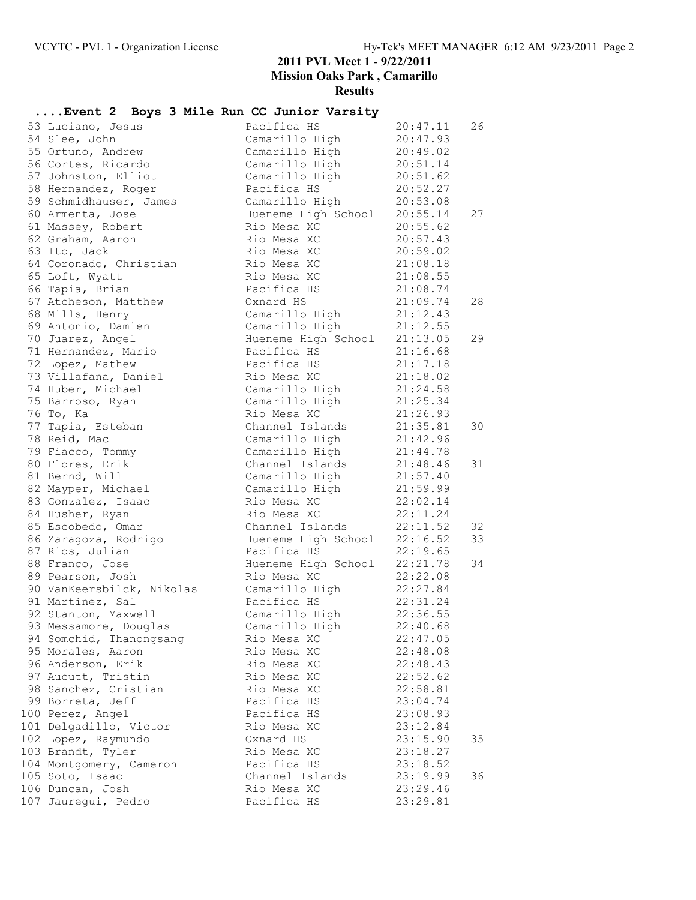## 2011 PVL Meet 1 - 9/22/2011

## Mission Oaks Park , Camarillo

## Results

### ....Event 2 Boys 3 Mile Run CC Junior Varsity

| Place | Name | School | Time | Points |
|---|---|---|---|---|
| 53 | Luciano, Jesus | Pacifica HS | 20:47.11 | 26 |
| 54 | Slee, John | Camarillo High | 20:47.93 | |
| 55 | Ortuno, Andrew | Camarillo High | 20:49.02 | |
| 56 | Cortes, Ricardo | Camarillo High | 20:51.14 | |
| 57 | Johnston, Elliot | Camarillo High | 20:51.62 | |
| 58 | Hernandez, Roger | Pacifica HS | 20:52.27 | |
| 59 | Schmidhauser, James | Camarillo High | 20:53.08 | |
| 60 | Armenta, Jose | Hueneme High School | 20:55.14 | 27 |
| 61 | Massey, Robert | Rio Mesa XC | 20:55.62 | |
| 62 | Graham, Aaron | Rio Mesa XC | 20:57.43 | |
| 63 | Ito, Jack | Rio Mesa XC | 20:59.02 | |
| 64 | Coronado, Christian | Rio Mesa XC | 21:08.18 | |
| 65 | Loft, Wyatt | Rio Mesa XC | 21:08.55 | |
| 66 | Tapia, Brian | Pacifica HS | 21:08.74 | |
| 67 | Atcheson, Matthew | Oxnard HS | 21:09.74 | 28 |
| 68 | Mills, Henry | Camarillo High | 21:12.43 | |
| 69 | Antonio, Damien | Camarillo High | 21:12.55 | |
| 70 | Juarez, Angel | Hueneme High School | 21:13.05 | 29 |
| 71 | Hernandez, Mario | Pacifica HS | 21:16.68 | |
| 72 | Lopez, Mathew | Pacifica HS | 21:17.18 | |
| 73 | Villafana, Daniel | Rio Mesa XC | 21:18.02 | |
| 74 | Huber, Michael | Camarillo High | 21:24.58 | |
| 75 | Barroso, Ryan | Camarillo High | 21:25.34 | |
| 76 | To, Ka | Rio Mesa XC | 21:26.93 | |
| 77 | Tapia, Esteban | Channel Islands | 21:35.81 | 30 |
| 78 | Reid, Mac | Camarillo High | 21:42.96 | |
| 79 | Fiacco, Tommy | Camarillo High | 21:44.78 | |
| 80 | Flores, Erik | Channel Islands | 21:48.46 | 31 |
| 81 | Bernd, Will | Camarillo High | 21:57.40 | |
| 82 | Mayper, Michael | Camarillo High | 21:59.99 | |
| 83 | Gonzalez, Isaac | Rio Mesa XC | 22:02.14 | |
| 84 | Husher, Ryan | Rio Mesa XC | 22:11.24 | |
| 85 | Escobedo, Omar | Channel Islands | 22:11.52 | 32 |
| 86 | Zaragoza, Rodrigo | Hueneme High School | 22:16.52 | 33 |
| 87 | Rios, Julian | Pacifica HS | 22:19.65 | |
| 88 | Franco, Jose | Hueneme High School | 22:21.78 | 34 |
| 89 | Pearson, Josh | Rio Mesa XC | 22:22.08 | |
| 90 | VanKeersbilck, Nikolas | Camarillo High | 22:27.84 | |
| 91 | Martinez, Sal | Pacifica HS | 22:31.24 | |
| 92 | Stanton, Maxwell | Camarillo High | 22:36.55 | |
| 93 | Messamore, Douglas | Camarillo High | 22:40.68 | |
| 94 | Somchid, Thanongsang | Rio Mesa XC | 22:47.05 | |
| 95 | Morales, Aaron | Rio Mesa XC | 22:48.08 | |
| 96 | Anderson, Erik | Rio Mesa XC | 22:48.43 | |
| 97 | Aucutt, Tristin | Rio Mesa XC | 22:52.62 | |
| 98 | Sanchez, Cristian | Rio Mesa XC | 22:58.81 | |
| 99 | Borreta, Jeff | Pacifica HS | 23:04.74 | |
| 100 | Perez, Angel | Pacifica HS | 23:08.93 | |
| 101 | Delgadillo, Victor | Rio Mesa XC | 23:12.84 | |
| 102 | Lopez, Raymundo | Oxnard HS | 23:15.90 | 35 |
| 103 | Brandt, Tyler | Rio Mesa XC | 23:18.27 | |
| 104 | Montgomery, Cameron | Pacifica HS | 23:18.52 | |
| 105 | Soto, Isaac | Channel Islands | 23:19.99 | 36 |
| 106 | Duncan, Josh | Rio Mesa XC | 23:29.46 | |
| 107 | Jauregui, Pedro | Pacifica HS | 23:29.81 | |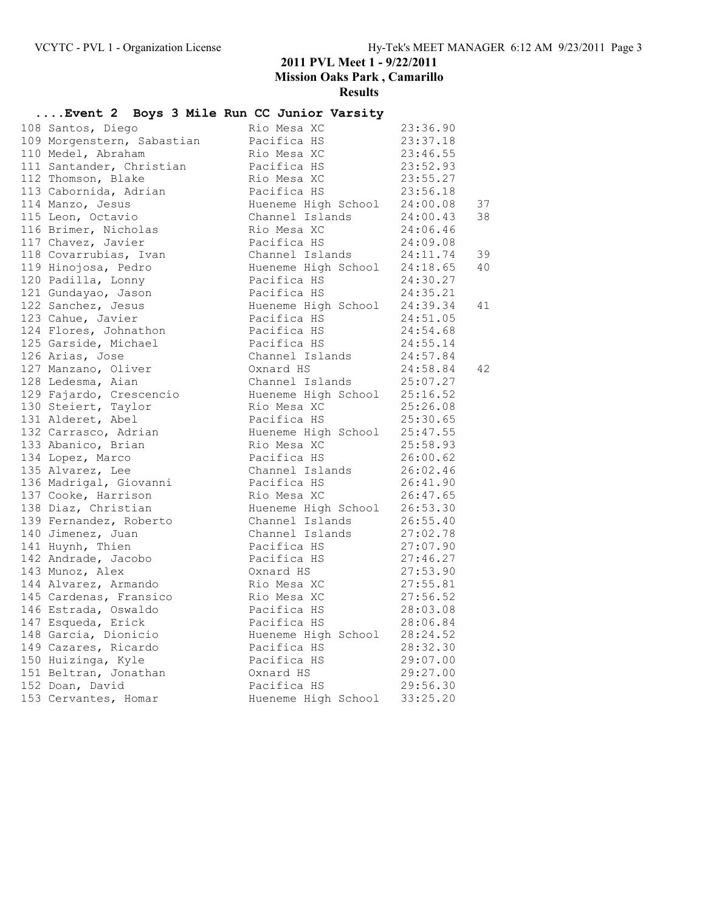**2011 PVL Meet 1 - 9/22/2011**
**Mission Oaks Park , Camarillo**
**Results**

### ....Event 2 Boys 3 Mile Run CC Junior Varsity

| Place | Name | Team | Time | Points |
|---|---|---|---|---|
| 108 | Santos, Diego | Rio Mesa XC | 23:36.90 | |
| 109 | Morgenstern, Sabastian | Pacifica HS | 23:37.18 | |
| 110 | Medel, Abraham | Rio Mesa XC | 23:46.55 | |
| 111 | Santander, Christian | Pacifica HS | 23:52.93 | |
| 112 | Thomson, Blake | Rio Mesa XC | 23:55.27 | |
| 113 | Cabornida, Adrian | Pacifica HS | 23:56.18 | |
| 114 | Manzo, Jesus | Hueneme High School | 24:00.08 | 37 |
| 115 | Leon, Octavio | Channel Islands | 24:00.43 | 38 |
| 116 | Brimer, Nicholas | Rio Mesa XC | 24:06.46 | |
| 117 | Chavez, Javier | Pacifica HS | 24:09.08 | |
| 118 | Covarrubias, Ivan | Channel Islands | 24:11.74 | 39 |
| 119 | Hinojosa, Pedro | Hueneme High School | 24:18.65 | 40 |
| 120 | Padilla, Lonny | Pacifica HS | 24:30.27 | |
| 121 | Gundayao, Jason | Pacifica HS | 24:35.21 | |
| 122 | Sanchez, Jesus | Hueneme High School | 24:39.34 | 41 |
| 123 | Cahue, Javier | Pacifica HS | 24:51.05 | |
| 124 | Flores, Johnathon | Pacifica HS | 24:54.68 | |
| 125 | Garside, Michael | Pacifica HS | 24:55.14 | |
| 126 | Arias, Jose | Channel Islands | 24:57.84 | |
| 127 | Manzano, Oliver | Oxnard HS | 24:58.84 | 42 |
| 128 | Ledesma, Aian | Channel Islands | 25:07.27 | |
| 129 | Fajardo, Crescencio | Hueneme High School | 25:16.52 | |
| 130 | Steiert, Taylor | Rio Mesa XC | 25:26.08 | |
| 131 | Alderet, Abel | Pacifica HS | 25:30.65 | |
| 132 | Carrasco, Adrian | Hueneme High School | 25:47.55 | |
| 133 | Abanico, Brian | Rio Mesa XC | 25:58.93 | |
| 134 | Lopez, Marco | Pacifica HS | 26:00.62 | |
| 135 | Alvarez, Lee | Channel Islands | 26:02.46 | |
| 136 | Madrigal, Giovanni | Pacifica HS | 26:41.90 | |
| 137 | Cooke, Harrison | Rio Mesa XC | 26:47.65 | |
| 138 | Diaz, Christian | Hueneme High School | 26:53.30 | |
| 139 | Fernandez, Roberto | Channel Islands | 26:55.40 | |
| 140 | Jimenez, Juan | Channel Islands | 27:02.78 | |
| 141 | Huynh, Thien | Pacifica HS | 27:07.90 | |
| 142 | Andrade, Jacobo | Pacifica HS | 27:46.27 | |
| 143 | Munoz, Alex | Oxnard HS | 27:53.90 | |
| 144 | Alvarez, Armando | Rio Mesa XC | 27:55.81 | |
| 145 | Cardenas, Fransico | Rio Mesa XC | 27:56.52 | |
| 146 | Estrada, Oswaldo | Pacifica HS | 28:03.08 | |
| 147 | Esqueda, Erick | Pacifica HS | 28:06.84 | |
| 148 | Garcia, Dionicio | Hueneme High School | 28:24.52 | |
| 149 | Cazares, Ricardo | Pacifica HS | 28:32.30 | |
| 150 | Huizinga, Kyle | Pacifica HS | 29:07.00 | |
| 151 | Beltran, Jonathan | Oxnard HS | 29:27.00 | |
| 152 | Doan, David | Pacifica HS | 29:56.30 | |
| 153 | Cervantes, Homar | Hueneme High School | 33:25.20 | |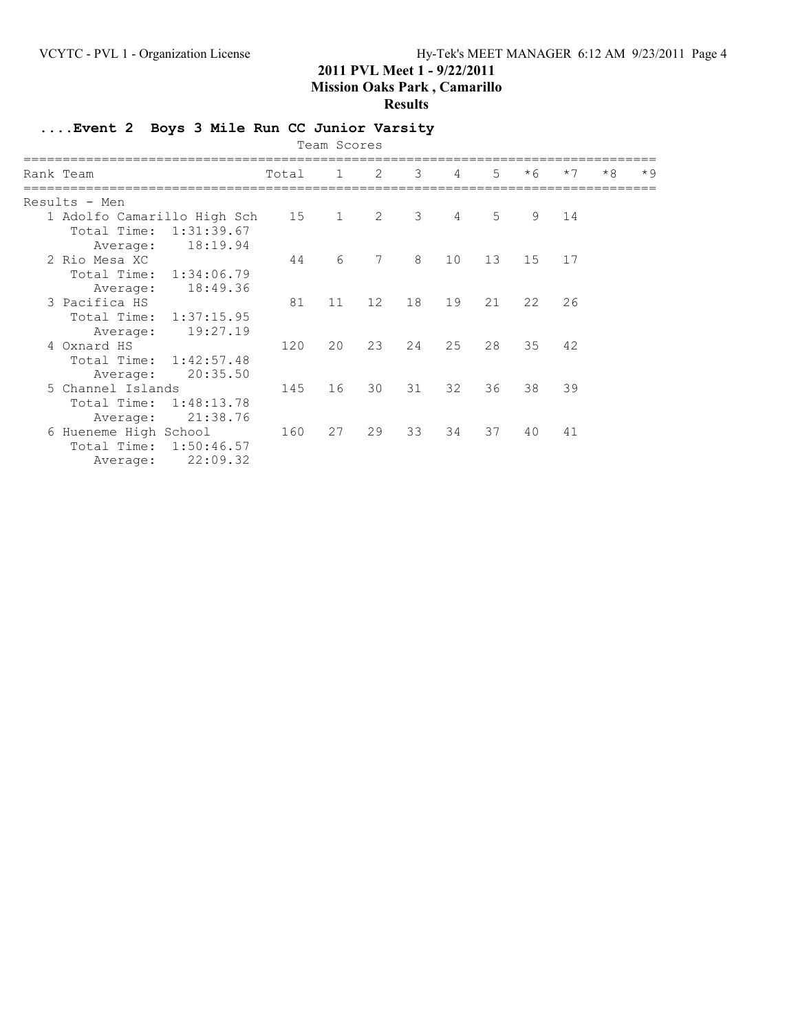## 2011 PVL Meet 1 - 9/22/2011
## Mission Oaks Park , Camarillo
## Results

### ....Event 2 Boys 3 Mile Run CC Junior Varsity

Team Scores

| Rank | Team | Total | 1 | 2 | 3 | 4 | 5 | *6 | *7 | *8 | *9 |
|---|---|---|---|---|---|---|---|---|---|---|---|
| Results - Men | | | | | | | | | | | |
| 1 | Adolfo Camarillo High Sch | 15 | 1 | 2 | 3 | 4 | 5 | 9 | 14 | | |
| | Total Time: 1:31:39.67 | | | | | | | | | | |
| | Average: 18:19.94 | | | | | | | | | | |
| 2 | Rio Mesa XC | 44 | 6 | 7 | 8 | 10 | 13 | 15 | 17 | | |
| | Total Time: 1:34:06.79 | | | | | | | | | | |
| | Average: 18:49.36 | | | | | | | | | | |
| 3 | Pacifica HS | 81 | 11 | 12 | 18 | 19 | 21 | 22 | 26 | | |
| | Total Time: 1:37:15.95 | | | | | | | | | | |
| | Average: 19:27.19 | | | | | | | | | | |
| 4 | Oxnard HS | 120 | 20 | 23 | 24 | 25 | 28 | 35 | 42 | | |
| | Total Time: 1:42:57.48 | | | | | | | | | | |
| | Average: 20:35.50 | | | | | | | | | | |
| 5 | Channel Islands | 145 | 16 | 30 | 31 | 32 | 36 | 38 | 39 | | |
| | Total Time: 1:48:13.78 | | | | | | | | | | |
| | Average: 21:38.76 | | | | | | | | | | |
| 6 | Hueneme High School | 160 | 27 | 29 | 33 | 34 | 37 | 40 | 41 | | |
| | Total Time: 1:50:46.57 | | | | | | | | | | |
| | Average: 22:09.32 | | | | | | | | | | |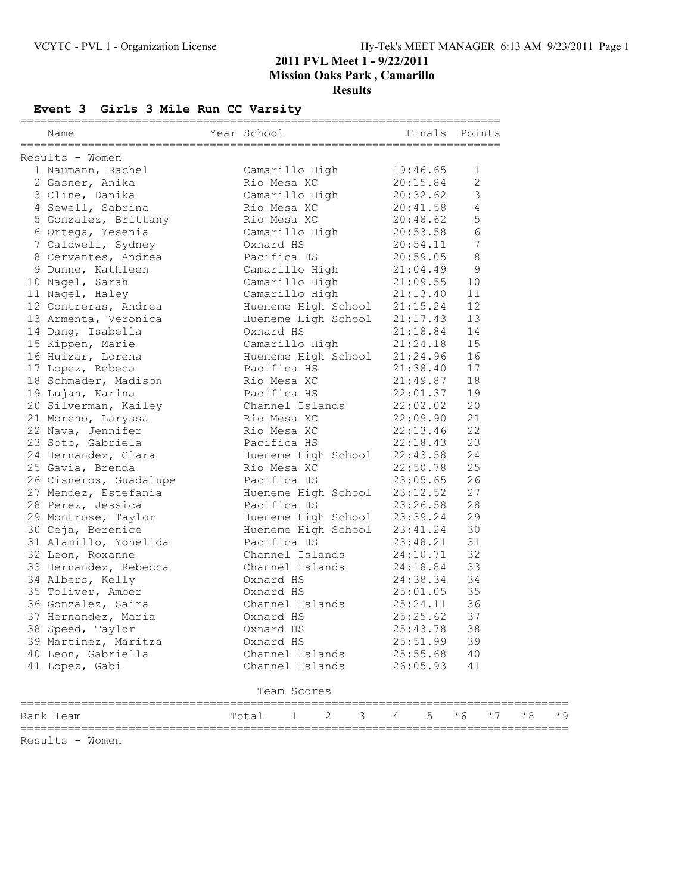**2011 PVL Meet 1 - 9/22/2011**
**Mission Oaks Park , Camarillo**
**Results**

## Event 3 Girls 3 Mile Run CC Varsity

| Name | Year | School | Finals | Points |
|---|---|---|---|---|
| **Results - Women** | | | | |
| 1 Naumann, Rachel | | Camarillo High | 19:46.65 | 1 |
| 2 Gasner, Anika | | Rio Mesa XC | 20:15.84 | 2 |
| 3 Cline, Danika | | Camarillo High | 20:32.62 | 3 |
| 4 Sewell, Sabrina | | Rio Mesa XC | 20:41.58 | 4 |
| 5 Gonzalez, Brittany | | Rio Mesa XC | 20:48.62 | 5 |
| 6 Ortega, Yesenia | | Camarillo High | 20:53.58 | 6 |
| 7 Caldwell, Sydney | | Oxnard HS | 20:54.11 | 7 |
| 8 Cervantes, Andrea | | Pacifica HS | 20:59.05 | 8 |
| 9 Dunne, Kathleen | | Camarillo High | 21:04.49 | 9 |
| 10 Nagel, Sarah | | Camarillo High | 21:09.55 | 10 |
| 11 Nagel, Haley | | Camarillo High | 21:13.40 | 11 |
| 12 Contreras, Andrea | | Hueneme High School | 21:15.24 | 12 |
| 13 Armenta, Veronica | | Hueneme High School | 21:17.43 | 13 |
| 14 Dang, Isabella | | Oxnard HS | 21:18.84 | 14 |
| 15 Kippen, Marie | | Camarillo High | 21:24.18 | 15 |
| 16 Huizar, Lorena | | Hueneme High School | 21:24.96 | 16 |
| 17 Lopez, Rebeca | | Pacifica HS | 21:38.40 | 17 |
| 18 Schmader, Madison | | Rio Mesa XC | 21:49.87 | 18 |
| 19 Lujan, Karina | | Pacifica HS | 22:01.37 | 19 |
| 20 Silverman, Kailey | | Channel Islands | 22:02.02 | 20 |
| 21 Moreno, Laryssa | | Rio Mesa XC | 22:09.90 | 21 |
| 22 Nava, Jennifer | | Rio Mesa XC | 22:13.46 | 22 |
| 23 Soto, Gabriela | | Pacifica HS | 22:18.43 | 23 |
| 24 Hernandez, Clara | | Hueneme High School | 22:43.58 | 24 |
| 25 Gavia, Brenda | | Rio Mesa XC | 22:50.78 | 25 |
| 26 Cisneros, Guadalupe | | Pacifica HS | 23:05.65 | 26 |
| 27 Mendez, Estefania | | Hueneme High School | 23:12.52 | 27 |
| 28 Perez, Jessica | | Pacifica HS | 23:26.58 | 28 |
| 29 Montrose, Taylor | | Hueneme High School | 23:39.24 | 29 |
| 30 Ceja, Berenice | | Hueneme High School | 23:41.24 | 30 |
| 31 Alamillo, Yonelida | | Pacifica HS | 23:48.21 | 31 |
| 32 Leon, Roxanne | | Channel Islands | 24:10.71 | 32 |
| 33 Hernandez, Rebecca | | Channel Islands | 24:18.84 | 33 |
| 34 Albers, Kelly | | Oxnard HS | 24:38.34 | 34 |
| 35 Toliver, Amber | | Oxnard HS | 25:01.05 | 35 |
| 36 Gonzalez, Saira | | Channel Islands | 25:24.11 | 36 |
| 37 Hernandez, Maria | | Oxnard HS | 25:25.62 | 37 |
| 38 Speed, Taylor | | Oxnard HS | 25:43.78 | 38 |
| 39 Martinez, Maritza | | Oxnard HS | 25:51.99 | 39 |
| 40 Leon, Gabriella | | Channel Islands | 25:55.68 | 40 |
| 41 Lopez, Gabi | | Channel Islands | 26:05.93 | 41 |

Team Scores

| Rank | Team | Total | 1 | 2 | 3 | 4 | 5 | *6 | *7 | *8 | *9 |
|---|---|---|---|---|---|---|---|---|---|---|---|

Results - Women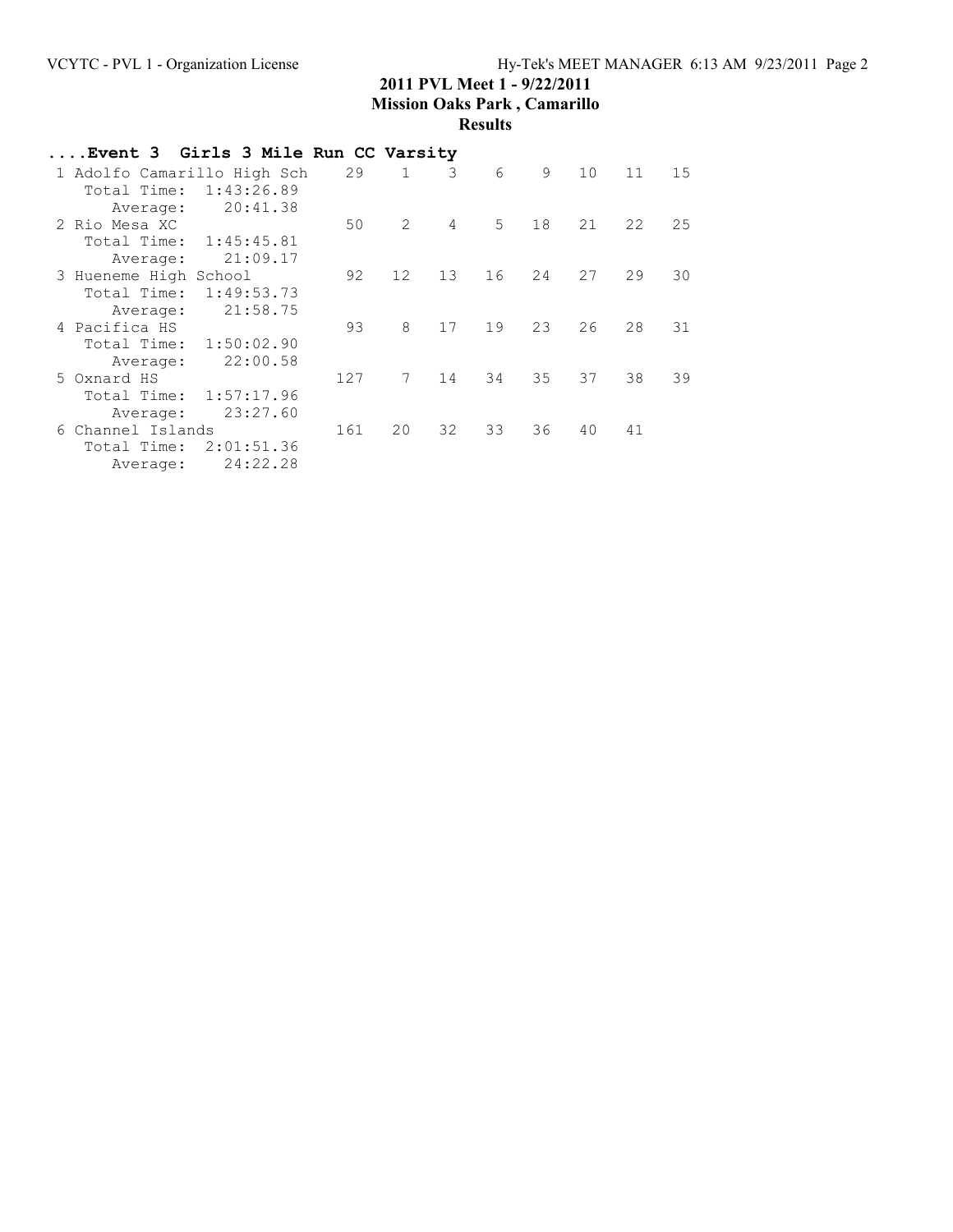**2011 PVL Meet 1 - 9/22/2011**
**Mission Oaks Park , Camarillo**
**Results**

### ....Event 3 Girls 3 Mile Run CC Varsity

| Place | Team | Score | 1 | 2 | 3 | 4 | 5 | 6 | 7 |
|---|---|---|---|---|---|---|---|---|---|
| 1 | Adolfo Camarillo High Sch | 29 | 1 | 3 | 6 | 9 | 10 | 11 | 15 |
| | Total Time: 1:43:26.89 | | | | | | | | |
| | Average: 20:41.38 | | | | | | | | |
| 2 | Rio Mesa XC | 50 | 2 | 4 | 5 | 18 | 21 | 22 | 25 |
| | Total Time: 1:45:45.81 | | | | | | | | |
| | Average: 21:09.17 | | | | | | | | |
| 3 | Hueneme High School | 92 | 12 | 13 | 16 | 24 | 27 | 29 | 30 |
| | Total Time: 1:49:53.73 | | | | | | | | |
| | Average: 21:58.75 | | | | | | | | |
| 4 | Pacifica HS | 93 | 8 | 17 | 19 | 23 | 26 | 28 | 31 |
| | Total Time: 1:50:02.90 | | | | | | | | |
| | Average: 22:00.58 | | | | | | | | |
| 5 | Oxnard HS | 127 | 7 | 14 | 34 | 35 | 37 | 38 | 39 |
| | Total Time: 1:57:17.96 | | | | | | | | |
| | Average: 23:27.60 | | | | | | | | |
| 6 | Channel Islands | 161 | 20 | 32 | 33 | 36 | 40 | 41 | |
| | Total Time: 2:01:51.36 | | | | | | | | |
| | Average: 24:22.28 | | | | | | | | |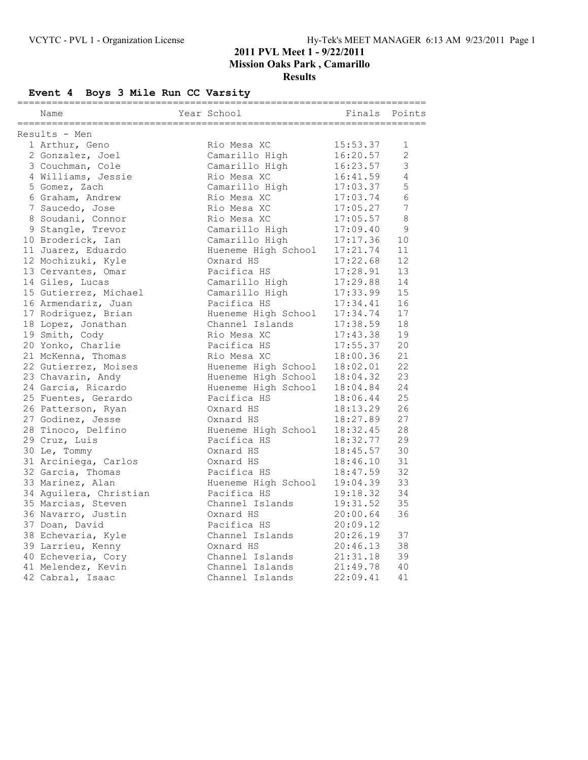# 2011 PVL Meet 1 - 9/22/2011

## Mission Oaks Park , Camarillo

## Results

### Event 4 Boys 3 Mile Run CC Varsity

| | Name | Year | School | Finals | Points |
|---|---|---|---|---|---|
| **Results - Men** | | | | | |
| 1 | Arthur, Geno | | Rio Mesa XC | 15:53.37 | 1 |
| 2 | Gonzalez, Joel | | Camarillo High | 16:20.57 | 2 |
| 3 | Couchman, Cole | | Camarillo High | 16:23.57 | 3 |
| 4 | Williams, Jessie | | Rio Mesa XC | 16:41.59 | 4 |
| 5 | Gomez, Zach | | Camarillo High | 17:03.37 | 5 |
| 6 | Graham, Andrew | | Rio Mesa XC | 17:03.74 | 6 |
| 7 | Saucedo, Jose | | Rio Mesa XC | 17:05.27 | 7 |
| 8 | Soudani, Connor | | Rio Mesa XC | 17:05.57 | 8 |
| 9 | Stangle, Trevor | | Camarillo High | 17:09.40 | 9 |
| 10 | Broderick, Ian | | Camarillo High | 17:17.36 | 10 |
| 11 | Juarez, Eduardo | | Hueneme High School | 17:21.74 | 11 |
| 12 | Mochizuki, Kyle | | Oxnard HS | 17:22.68 | 12 |
| 13 | Cervantes, Omar | | Pacifica HS | 17:28.91 | 13 |
| 14 | Giles, Lucas | | Camarillo High | 17:29.88 | 14 |
| 15 | Gutierrez, Michael | | Camarillo High | 17:33.99 | 15 |
| 16 | Armendariz, Juan | | Pacifica HS | 17:34.41 | 16 |
| 17 | Rodriguez, Brian | | Hueneme High School | 17:34.74 | 17 |
| 18 | Lopez, Jonathan | | Channel Islands | 17:38.59 | 18 |
| 19 | Smith, Cody | | Rio Mesa XC | 17:43.38 | 19 |
| 20 | Yonko, Charlie | | Pacifica HS | 17:55.37 | 20 |
| 21 | McKenna, Thomas | | Rio Mesa XC | 18:00.36 | 21 |
| 22 | Gutierrez, Moises | | Hueneme High School | 18:02.01 | 22 |
| 23 | Chavarin, Andy | | Hueneme High School | 18:04.32 | 23 |
| 24 | Garcia, Ricardo | | Hueneme High School | 18:04.84 | 24 |
| 25 | Fuentes, Gerardo | | Pacifica HS | 18:06.44 | 25 |
| 26 | Patterson, Ryan | | Oxnard HS | 18:13.29 | 26 |
| 27 | Godinez, Jesse | | Oxnard HS | 18:27.89 | 27 |
| 28 | Tinoco, Delfino | | Hueneme High School | 18:32.45 | 28 |
| 29 | Cruz, Luis | | Pacifica HS | 18:32.77 | 29 |
| 30 | Le, Tommy | | Oxnard HS | 18:45.57 | 30 |
| 31 | Arciniega, Carlos | | Oxnard HS | 18:46.10 | 31 |
| 32 | Garcia, Thomas | | Pacifica HS | 18:47.59 | 32 |
| 33 | Marinez, Alan | | Hueneme High School | 19:04.39 | 33 |
| 34 | Aguilera, Christian | | Pacifica HS | 19:18.32 | 34 |
| 35 | Marcias, Steven | | Channel Islands | 19:31.52 | 35 |
| 36 | Navarro, Justin | | Oxnard HS | 20:00.64 | 36 |
| 37 | Doan, David | | Pacifica HS | 20:09.12 | |
| 38 | Echevaria, Kyle | | Channel Islands | 20:26.19 | 37 |
| 39 | Larrieu, Kenny | | Oxnard HS | 20:46.13 | 38 |
| 40 | Echeveria, Cory | | Channel Islands | 21:31.18 | 39 |
| 41 | Melendez, Kevin | | Channel Islands | 21:49.78 | 40 |
| 42 | Cabral, Isaac | | Channel Islands | 22:09.41 | 41 |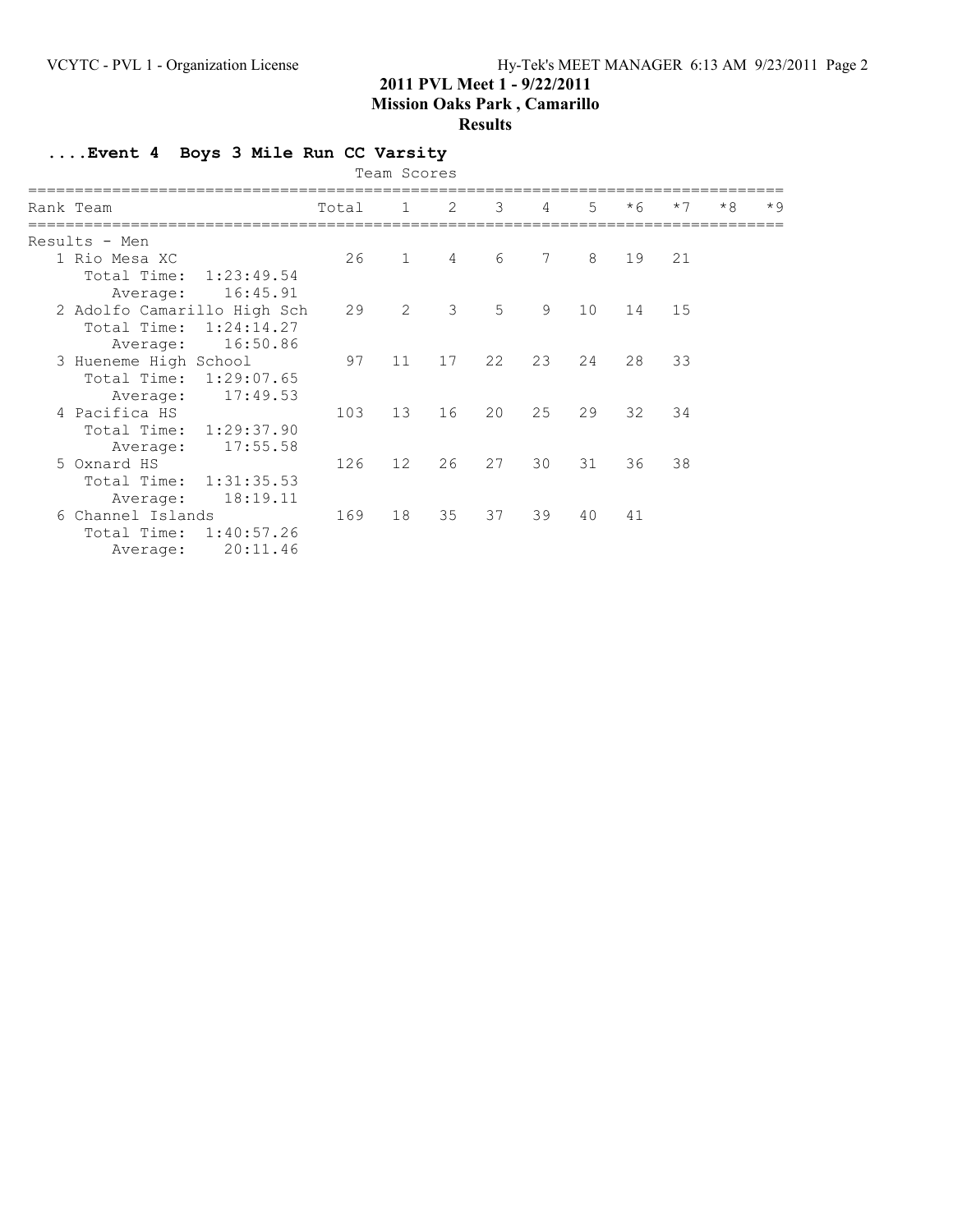## 2011 PVL Meet 1 - 9/22/2011
## Mission Oaks Park , Camarillo
## Results

### ....Event 4 Boys 3 Mile Run CC Varsity

Team Scores

| Rank Team | Total | 1 | 2 | 3 | 4 | 5 | *6 | *7 | *8 | *9 |
|---|---|---|---|---|---|---|---|---|---|---|
| Results - Men | | | | | | | | | | |
| 1 Rio Mesa XC | 26 | 1 | 4 | 6 | 7 | 8 | 19 | 21 | | |
| Total Time: 1:23:49.54 | | | | | | | | | | |
| Average: 16:45.91 | | | | | | | | | | |
| 2 Adolfo Camarillo High Sch | 29 | 2 | 3 | 5 | 9 | 10 | 14 | 15 | | |
| Total Time: 1:24:14.27 | | | | | | | | | | |
| Average: 16:50.86 | | | | | | | | | | |
| 3 Hueneme High School | 97 | 11 | 17 | 22 | 23 | 24 | 28 | 33 | | |
| Total Time: 1:29:07.65 | | | | | | | | | | |
| Average: 17:49.53 | | | | | | | | | | |
| 4 Pacifica HS | 103 | 13 | 16 | 20 | 25 | 29 | 32 | 34 | | |
| Total Time: 1:29:37.90 | | | | | | | | | | |
| Average: 17:55.58 | | | | | | | | | | |
| 5 Oxnard HS | 126 | 12 | 26 | 27 | 30 | 31 | 36 | 38 | | |
| Total Time: 1:31:35.53 | | | | | | | | | | |
| Average: 18:19.11 | | | | | | | | | | |
| 6 Channel Islands | 169 | 18 | 35 | 37 | 39 | 40 | 41 | | | |
| Total Time: 1:40:57.26 | | | | | | | | | | |
| Average: 20:11.46 | | | | | | | | | | |